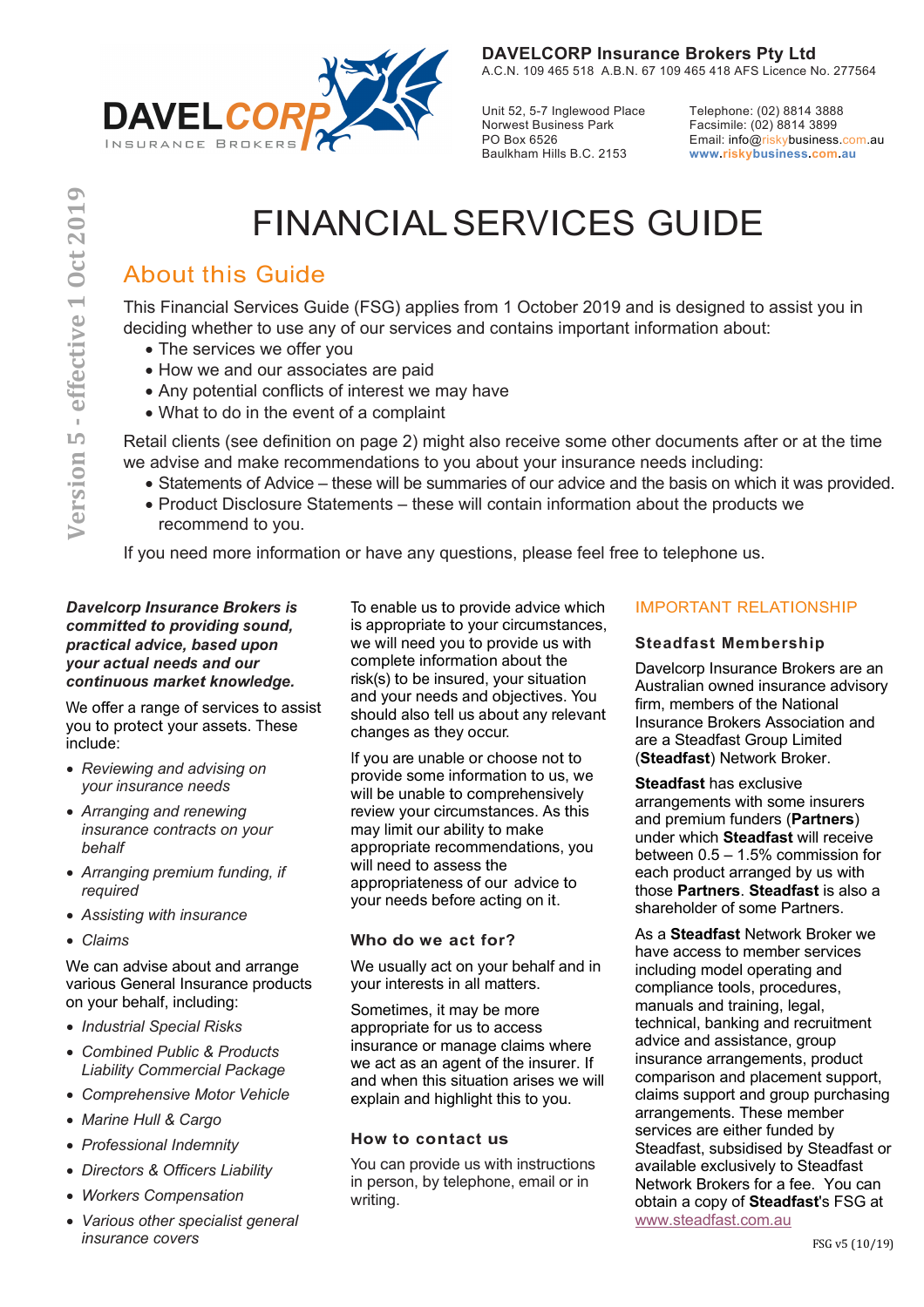**DAVELCORP Insurance Brokers Pty Ltd**
A.C.N. 109 465 518 A.B.N. 67 109 465 418 AFS Licence No. 277564

Unit 52, 5-7 Inglewood Place
Norwest Business Park
PO Box 6526
Baulkham Hills B.C. 2153

Telephone: (02) 8814 3888
Facsimile: (02) 8814 3899
Email: info@riskybusiness.com.au
www.riskybusiness.com.au

Version 5 - effective 1 Oct 2019

# FINANCIAL SERVICES GUIDE

## About this Guide

This Financial Services Guide (FSG) applies from 1 October 2019 and is designed to assist you in deciding whether to use any of our services and contains important information about:

- The services we offer you
- How we and our associates are paid
- Any potential conflicts of interest we may have
- What to do in the event of a complaint

Retail clients (see definition on page 2) might also receive some other documents after or at the time we advise and make recommendations to you about your insurance needs including:

- Statements of Advice – these will be summaries of our advice and the basis on which it was provided.
- Product Disclosure Statements – these will contain information about the products we recommend to you.

If you need more information or have any questions, please feel free to telephone us.

***Davelcorp Insurance Brokers is committed to providing sound, practical advice, based upon your actual needs and our continuous market knowledge.***

We offer a range of services to assist you to protect your assets. These include:

- *Reviewing and advising on your insurance needs*
- *Arranging and renewing insurance contracts on your behalf*
- *Arranging premium funding, if required*
- *Assisting with insurance*
- *Claims*

We can advise about and arrange various General Insurance products on your behalf, including:

- *Industrial Special Risks*
- *Combined Public & Products Liability Commercial Package*
- *Comprehensive Motor Vehicle*
- *Marine Hull & Cargo*
- *Professional Indemnity*
- *Directors & Officers Liability*
- *Workers Compensation*
- *Various other specialist general insurance covers*

To enable us to provide advice which is appropriate to your circumstances, we will need you to provide us with complete information about the risk(s) to be insured, your situation and your needs and objectives. You should also tell us about any relevant changes as they occur.

If you are unable or choose not to provide some information to us, we will be unable to comprehensively review your circumstances. As this may limit our ability to make appropriate recommendations, you will need to assess the appropriateness of our advice to your needs before acting on it.

### Who do we act for?

We usually act on your behalf and in your interests in all matters.

Sometimes, it may be more appropriate for us to access insurance or manage claims where we act as an agent of the insurer. If and when this situation arises we will explain and highlight this to you.

### How to contact us

You can provide us with instructions in person, by telephone, email or in writing.

## IMPORTANT RELATIONSHIP

### Steadfast Membership

Davelcorp Insurance Brokers are an Australian owned insurance advisory firm, members of the National Insurance Brokers Association and are a Steadfast Group Limited (**Steadfast**) Network Broker.

**Steadfast** has exclusive arrangements with some insurers and premium funders (**Partners**) under which **Steadfast** will receive between 0.5 – 1.5% commission for each product arranged by us with those **Partners**. **Steadfast** is also a shareholder of some Partners.

As a **Steadfast** Network Broker we have access to member services including model operating and compliance tools, procedures, manuals and training, legal, technical, banking and recruitment advice and assistance, group insurance arrangements, product comparison and placement support, claims support and group purchasing arrangements. These member services are either funded by Steadfast, subsidised by Steadfast or available exclusively to Steadfast Network Brokers for a fee. You can obtain a copy of **Steadfast**'s FSG at www.steadfast.com.au

FSG v5 (10/19)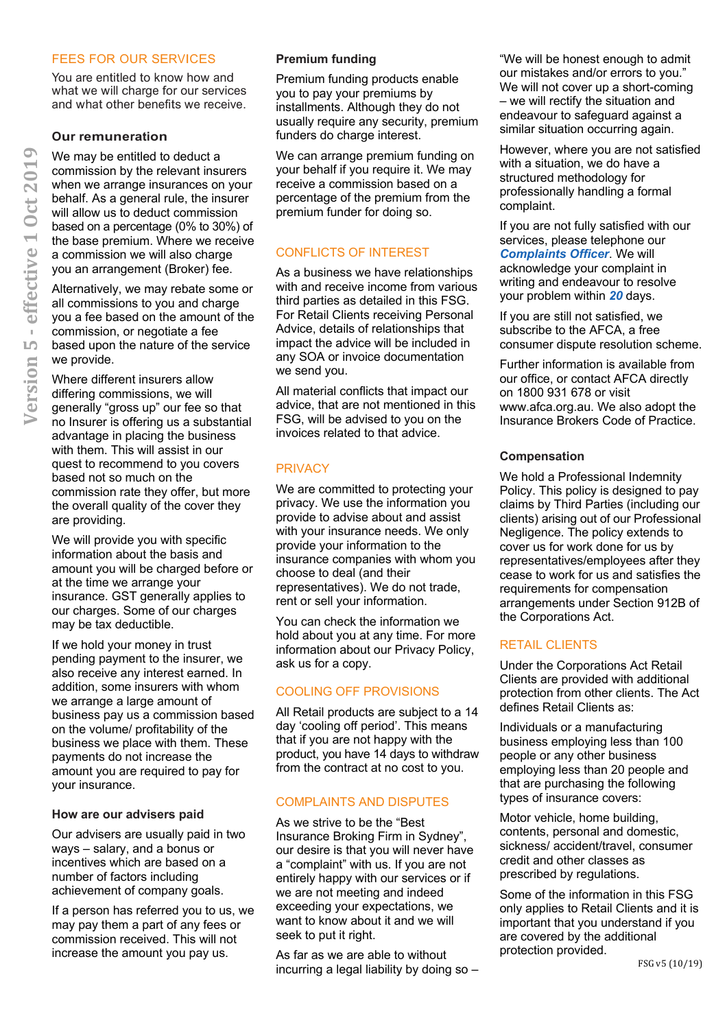## FEES FOR OUR SERVICES

You are entitled to know how and what we will charge for our services and what other benefits we receive.

### Our remuneration

We may be entitled to deduct a commission by the relevant insurers when we arrange insurances on your behalf. As a general rule, the insurer will allow us to deduct commission based on a percentage (0% to 30%) of the base premium. Where we receive a commission we will also charge you an arrangement (Broker) fee.

Alternatively, we may rebate some or all commissions to you and charge you a fee based on the amount of the commission, or negotiate a fee based upon the nature of the service we provide.

Where different insurers allow differing commissions, we will generally "gross up" our fee so that no Insurer is offering us a substantial advantage in placing the business with them. This will assist in our quest to recommend to you covers based not so much on the commission rate they offer, but more the overall quality of the cover they are providing.

We will provide you with specific information about the basis and amount you will be charged before or at the time we arrange your insurance. GST generally applies to our charges. Some of our charges may be tax deductible.

If we hold your money in trust pending payment to the insurer, we also receive any interest earned. In addition, some insurers with whom we arrange a large amount of business pay us a commission based on the volume/ profitability of the business we place with them. These payments do not increase the amount you are required to pay for your insurance.

### How are our advisers paid

Our advisers are usually paid in two ways – salary, and a bonus or incentives which are based on a number of factors including achievement of company goals.

If a person has referred you to us, we may pay them a part of any fees or commission received. This will not increase the amount you pay us.

### Premium funding

Premium funding products enable you to pay your premiums by installments. Although they do not usually require any security, premium funders do charge interest.

We can arrange premium funding on your behalf if you require it. We may receive a commission based on a percentage of the premium from the premium funder for doing so.

## CONFLICTS OF INTEREST

As a business we have relationships with and receive income from various third parties as detailed in this FSG. For Retail Clients receiving Personal Advice, details of relationships that impact the advice will be included in any SOA or invoice documentation we send you.

All material conflicts that impact our advice, that are not mentioned in this FSG, will be advised to you on the invoices related to that advice.

## PRIVACY

We are committed to protecting your privacy. We use the information you provide to advise about and assist with your insurance needs. We only provide your information to the insurance companies with whom you choose to deal (and their representatives). We do not trade, rent or sell your information.

You can check the information we hold about you at any time. For more information about our Privacy Policy, ask us for a copy.

## COOLING OFF PROVISIONS

All Retail products are subject to a 14 day 'cooling off period'. This means that if you are not happy with the product, you have 14 days to withdraw from the contract at no cost to you.

## COMPLAINTS AND DISPUTES

As we strive to be the "Best Insurance Broking Firm in Sydney", our desire is that you will never have a "complaint" with us. If you are not entirely happy with our services or if we are not meeting and indeed exceeding your expectations, we want to know about it and we will seek to put it right.

As far as we are able to without incurring a legal liability by doing so – "We will be honest enough to admit our mistakes and/or errors to you." We will not cover up a short-coming – we will rectify the situation and endeavour to safeguard against a similar situation occurring again.

However, where you are not satisfied with a situation, we do have a structured methodology for professionally handling a formal complaint.

If you are not fully satisfied with our services, please telephone our ***Complaints Officer***. We will acknowledge your complaint in writing and endeavour to resolve your problem within ***20*** days.

If you are still not satisfied, we subscribe to the AFCA, a free consumer dispute resolution scheme.

Further information is available from our office, or contact AFCA directly on 1800 931 678 or visit www.afca.org.au. We also adopt the Insurance Brokers Code of Practice.

### Compensation

We hold a Professional Indemnity Policy. This policy is designed to pay claims by Third Parties (including our clients) arising out of our Professional Negligence. The policy extends to cover us for work done for us by representatives/employees after they cease to work for us and satisfies the requirements for compensation arrangements under Section 912B of the Corporations Act.

## RETAIL CLIENTS

Under the Corporations Act Retail Clients are provided with additional protection from other clients. The Act defines Retail Clients as:

Individuals or a manufacturing business employing less than 100 people or any other business employing less than 20 people and that are purchasing the following types of insurance covers:

Motor vehicle, home building, contents, personal and domestic, sickness/ accident/travel, consumer credit and other classes as prescribed by regulations.

Some of the information in this FSG only applies to Retail Clients and it is important that you understand if you are covered by the additional protection provided.